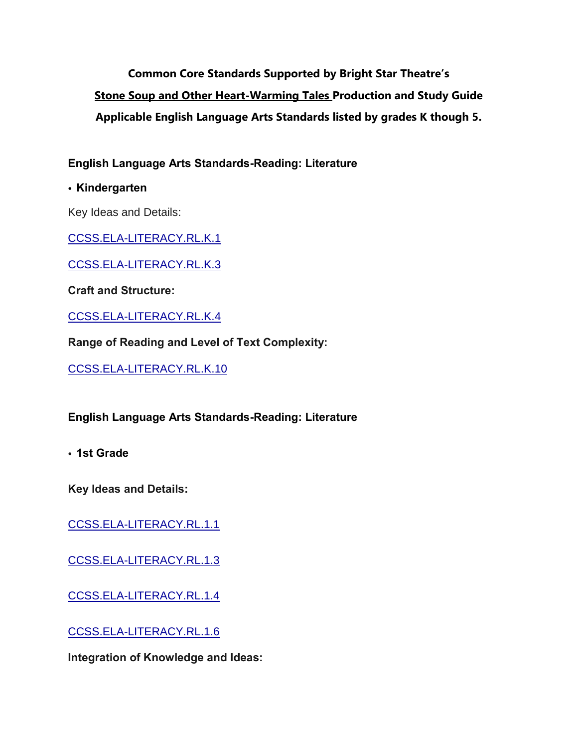**Common Core Standards Supported by Bright Star Theatre's**

**Stone Soup and Other Heart-Warming Tales Production and Study Guide**

**Applicable English Language Arts Standards listed by grades K though 5.**

**English Language Arts Standards-Reading: Literature**

- **Kindergarten**

Key Ideas and Details:

CCSS.ELA-LITERACY.RL.K.1

CCSS.ELA-LITERACY.RL.K.3

**Craft and Structure:**

CCSS.ELA-LITERACY.RL.K.4

**Range of Reading and Level of Text Complexity:**

CCSS.ELA-LITERACY.RL.K.10

**English Language Arts Standards-Reading: Literature**

- **1st Grade**

**Key Ideas and Details:**

CCSS.ELA-LITERACY.RL.1.1

CCSS.ELA-LITERACY.RL.1.3

CCSS.ELA-LITERACY.RL.1.4

CCSS.ELA-LITERACY.RL.1.6

**Integration of Knowledge and Ideas:**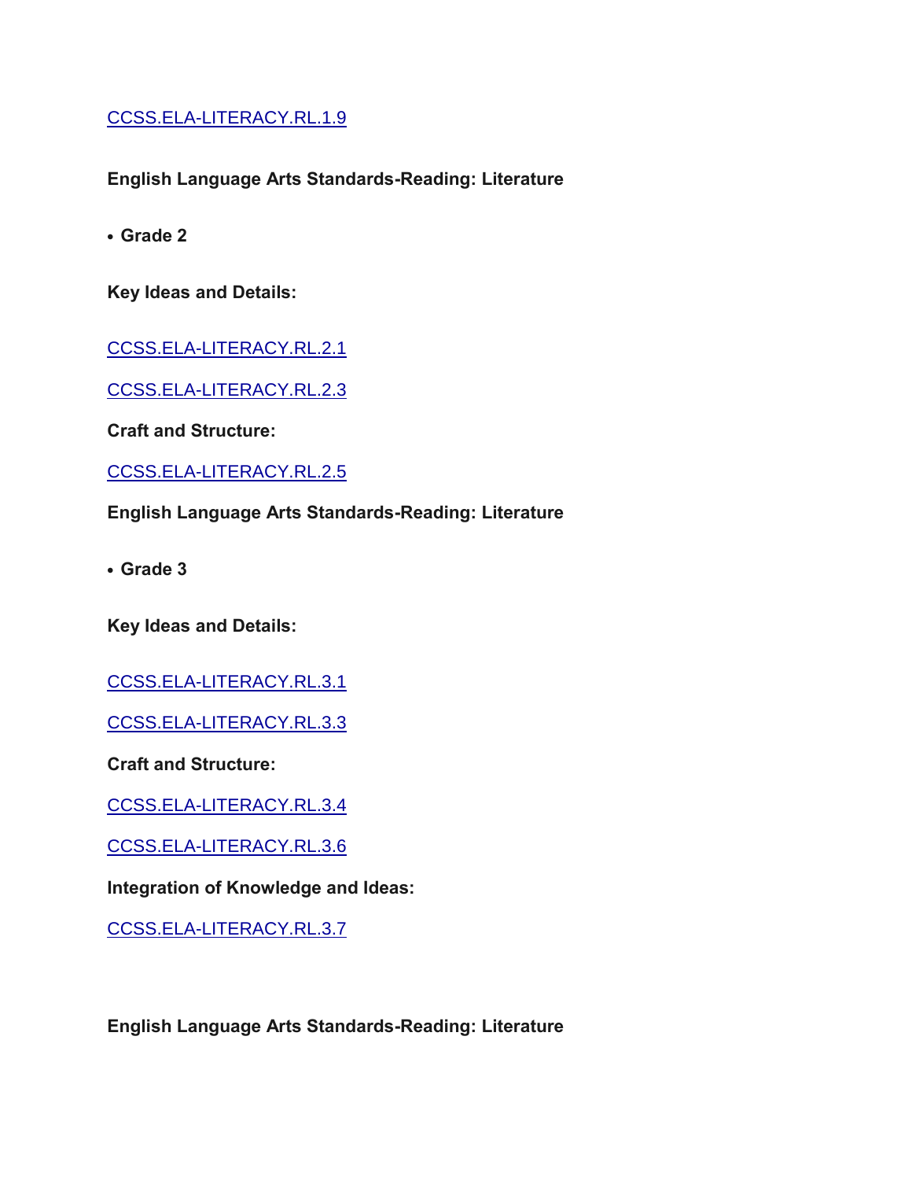CCSS.ELA-LITERACY.RL.1.9

**English Language Arts Standards-Reading: Literature**

- **Grade 2**

**Key Ideas and Details:**

CCSS.ELA-LITERACY.RL.2.1

CCSS.ELA-LITERACY.RL.2.3

**Craft and Structure:**

CCSS.ELA-LITERACY.RL.2.5

**English Language Arts Standards-Reading: Literature**

- **Grade 3**

**Key Ideas and Details:**

CCSS.ELA-LITERACY.RL.3.1

CCSS.ELA-LITERACY.RL.3.3

**Craft and Structure:**

CCSS.ELA-LITERACY.RL.3.4

CCSS.ELA-LITERACY.RL.3.6

**Integration of Knowledge and Ideas:**

CCSS.ELA-LITERACY.RL.3.7

**English Language Arts Standards-Reading: Literature**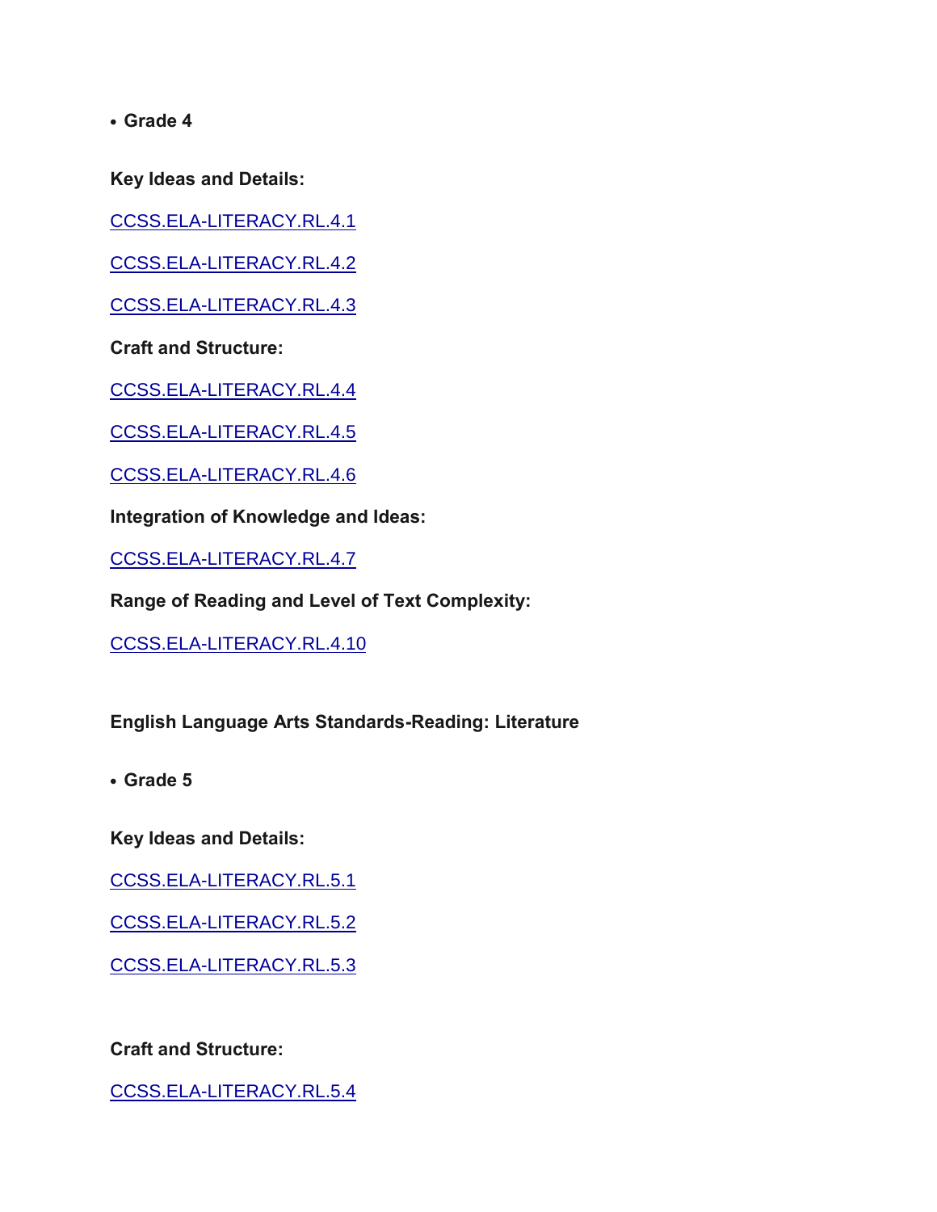- **Grade 4**

**Key Ideas and Details:**

CCSS.ELA-LITERACY.RL.4.1

CCSS.ELA-LITERACY.RL.4.2

CCSS.ELA-LITERACY.RL.4.3

**Craft and Structure:**

CCSS.ELA-LITERACY.RL.4.4

CCSS.ELA-LITERACY.RL.4.5

CCSS.ELA-LITERACY.RL.4.6

**Integration of Knowledge and Ideas:**

CCSS.ELA-LITERACY.RL.4.7

**Range of Reading and Level of Text Complexity:**

CCSS.ELA-LITERACY.RL.4.10

**English Language Arts Standards-Reading: Literature**

- **Grade 5**

**Key Ideas and Details:**

CCSS.ELA-LITERACY.RL.5.1

CCSS.ELA-LITERACY.RL.5.2

CCSS.ELA-LITERACY.RL.5.3

**Craft and Structure:**

CCSS.ELA-LITERACY.RL.5.4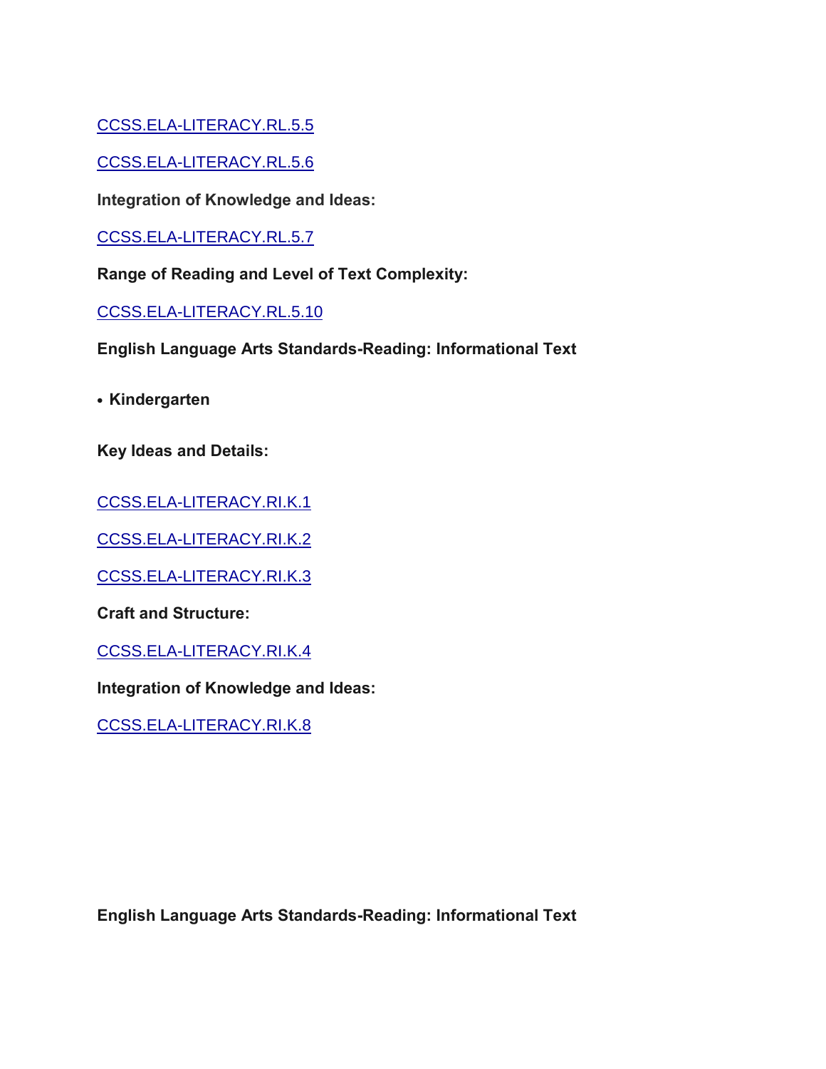CCSS.ELA-LITERACY.RL.5.5

CCSS.ELA-LITERACY.RL.5.6

**Integration of Knowledge and Ideas:**

CCSS.ELA-LITERACY.RL.5.7

**Range of Reading and Level of Text Complexity:**

CCSS.ELA-LITERACY.RL.5.10

**English Language Arts Standards-Reading: Informational Text**

- **Kindergarten**

**Key Ideas and Details:**

CCSS.ELA-LITERACY.RI.K.1

CCSS.ELA-LITERACY.RI.K.2

CCSS.ELA-LITERACY.RI.K.3

**Craft and Structure:**

CCSS.ELA-LITERACY.RI.K.4

**Integration of Knowledge and Ideas:**

CCSS.ELA-LITERACY.RI.K.8

**English Language Arts Standards-Reading: Informational Text**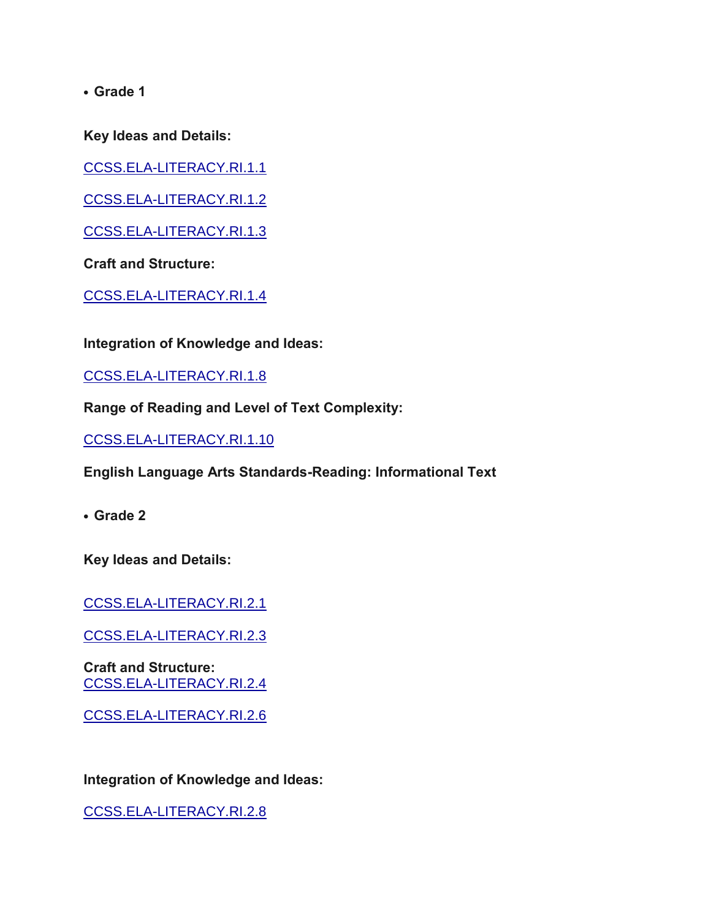- **Grade 1**

**Key Ideas and Details:**

CCSS.ELA-LITERACY.RI.1.1

CCSS.ELA-LITERACY.RI.1.2

CCSS.ELA-LITERACY.RI.1.3

**Craft and Structure:**

CCSS.ELA-LITERACY.RI.1.4

**Integration of Knowledge and Ideas:**

CCSS.ELA-LITERACY.RI.1.8

**Range of Reading and Level of Text Complexity:**

CCSS.ELA-LITERACY.RI.1.10

**English Language Arts Standards-Reading: Informational Text**

- **Grade 2**

**Key Ideas and Details:**

CCSS.ELA-LITERACY.RI.2.1

CCSS.ELA-LITERACY.RI.2.3

**Craft and Structure:**
CCSS.ELA-LITERACY.RI.2.4

CCSS.ELA-LITERACY.RI.2.6

**Integration of Knowledge and Ideas:**

CCSS.ELA-LITERACY.RI.2.8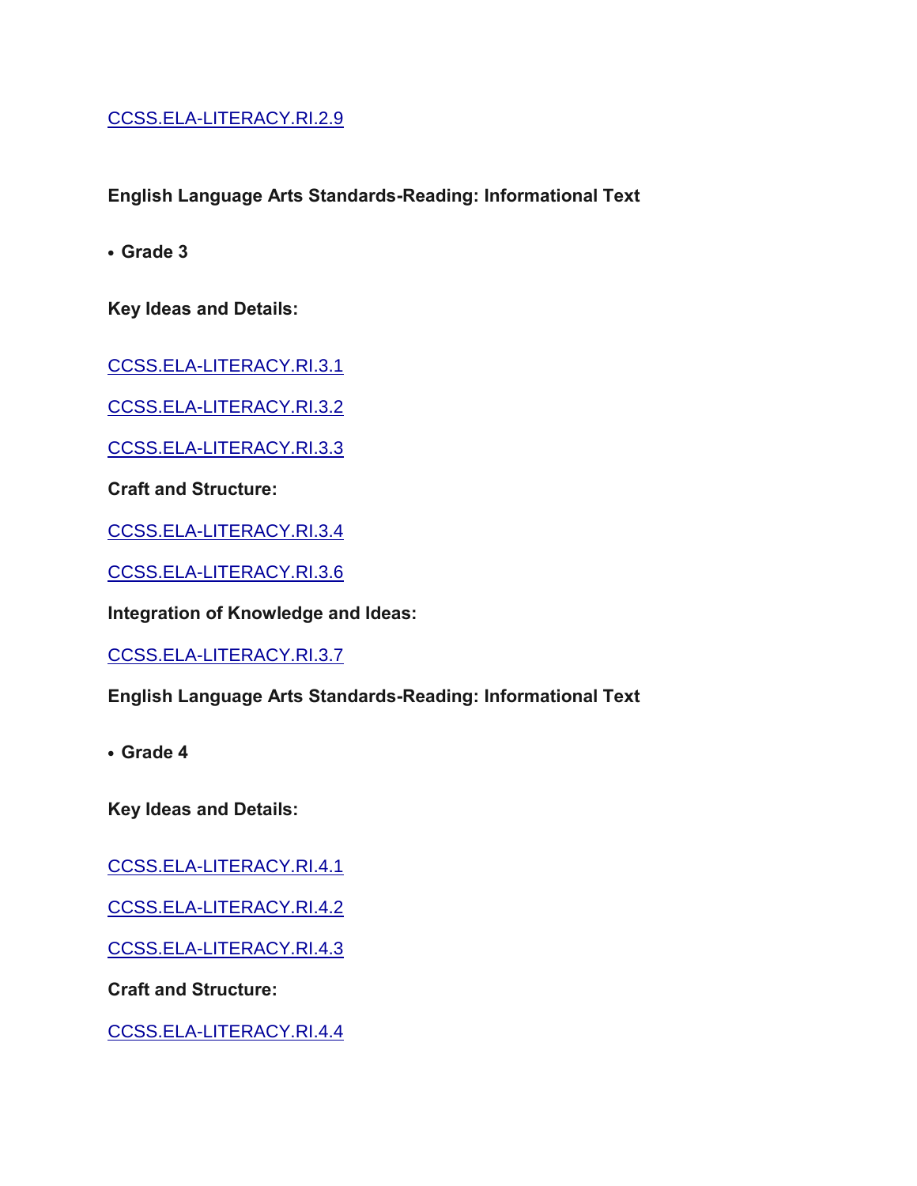CCSS.ELA-LITERACY.RI.2.9

**English Language Arts Standards-Reading: Informational Text**

- **Grade 3**

**Key Ideas and Details:**

CCSS.ELA-LITERACY.RI.3.1

CCSS.ELA-LITERACY.RI.3.2

CCSS.ELA-LITERACY.RI.3.3

**Craft and Structure:**

CCSS.ELA-LITERACY.RI.3.4

CCSS.ELA-LITERACY.RI.3.6

**Integration of Knowledge and Ideas:**

CCSS.ELA-LITERACY.RI.3.7

**English Language Arts Standards-Reading: Informational Text**

- **Grade 4**

**Key Ideas and Details:**

CCSS.ELA-LITERACY.RI.4.1

CCSS.ELA-LITERACY.RI.4.2

CCSS.ELA-LITERACY.RI.4.3

**Craft and Structure:**

CCSS.ELA-LITERACY.RI.4.4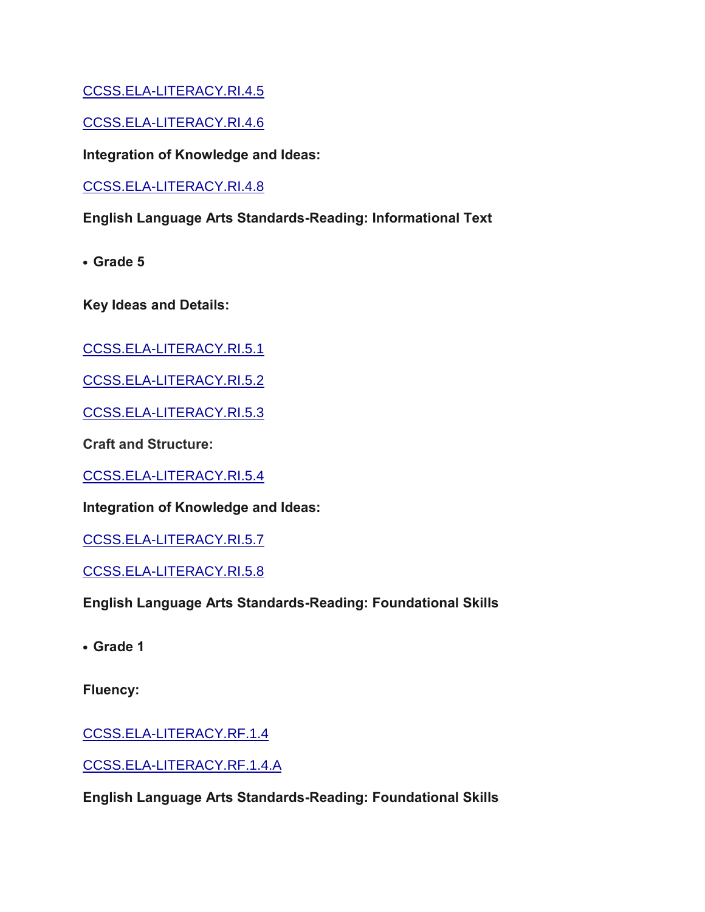CCSS.ELA-LITERACY.RI.4.5

CCSS.ELA-LITERACY.RI.4.6

**Integration of Knowledge and Ideas:**

CCSS.ELA-LITERACY.RI.4.8

**English Language Arts Standards-Reading: Informational Text**

- **Grade 5**

**Key Ideas and Details:**

CCSS.ELA-LITERACY.RI.5.1

CCSS.ELA-LITERACY.RI.5.2

CCSS.ELA-LITERACY.RI.5.3

**Craft and Structure:**

CCSS.ELA-LITERACY.RI.5.4

**Integration of Knowledge and Ideas:**

CCSS.ELA-LITERACY.RI.5.7

CCSS.ELA-LITERACY.RI.5.8

**English Language Arts Standards-Reading: Foundational Skills**

- **Grade 1**

**Fluency:**

CCSS.ELA-LITERACY.RF.1.4

CCSS.ELA-LITERACY.RF.1.4.A

**English Language Arts Standards-Reading: Foundational Skills**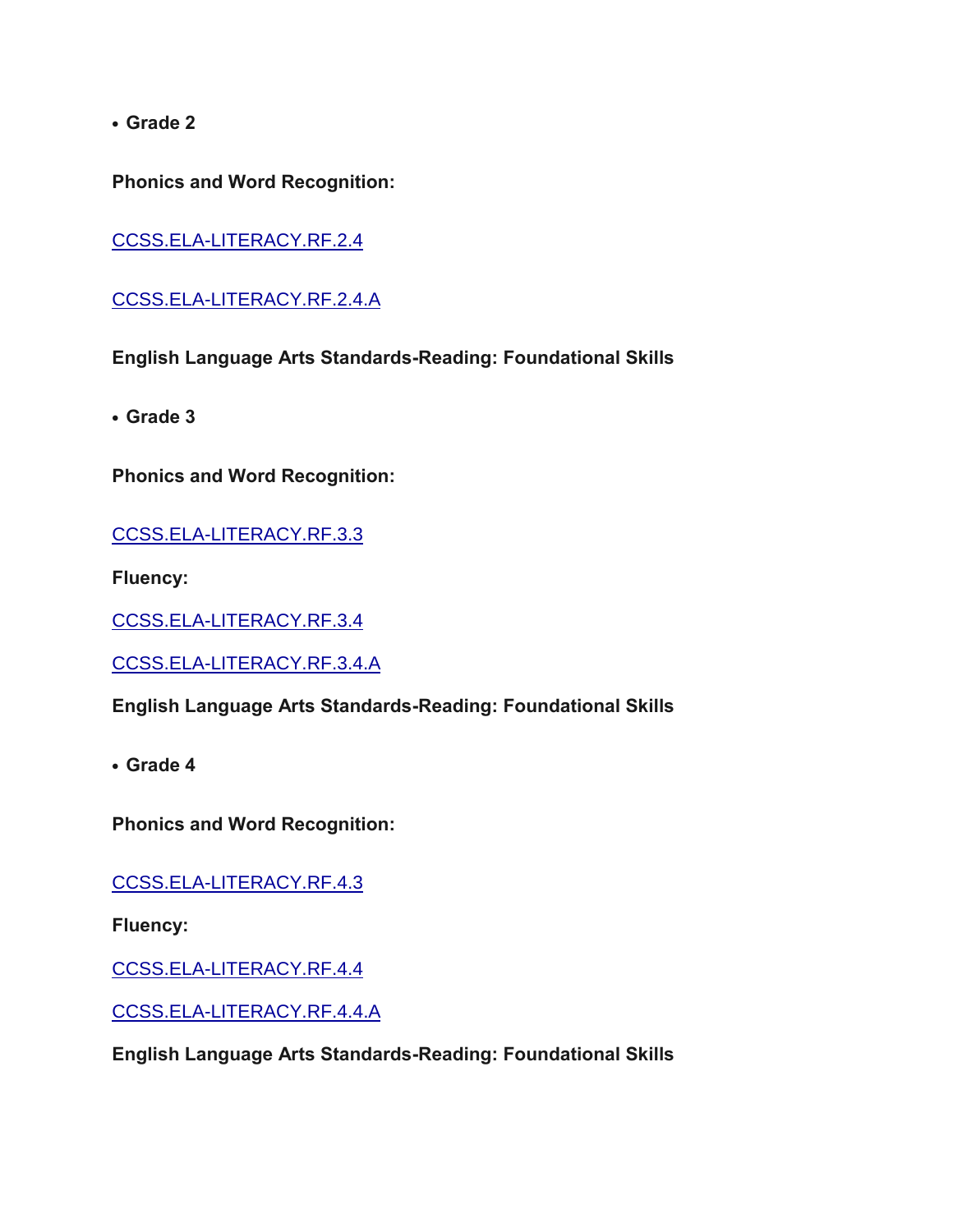- **Grade 2**

**Phonics and Word Recognition:**

CCSS.ELA-LITERACY.RF.2.4

CCSS.ELA-LITERACY.RF.2.4.A

**English Language Arts Standards-Reading: Foundational Skills**

- **Grade 3**

**Phonics and Word Recognition:**

CCSS.ELA-LITERACY.RF.3.3

**Fluency:**

CCSS.ELA-LITERACY.RF.3.4

CCSS.ELA-LITERACY.RF.3.4.A

**English Language Arts Standards-Reading: Foundational Skills**

- **Grade 4**

**Phonics and Word Recognition:**

CCSS.ELA-LITERACY.RF.4.3

**Fluency:**

CCSS.ELA-LITERACY.RF.4.4

CCSS.ELA-LITERACY.RF.4.4.A

**English Language Arts Standards-Reading: Foundational Skills**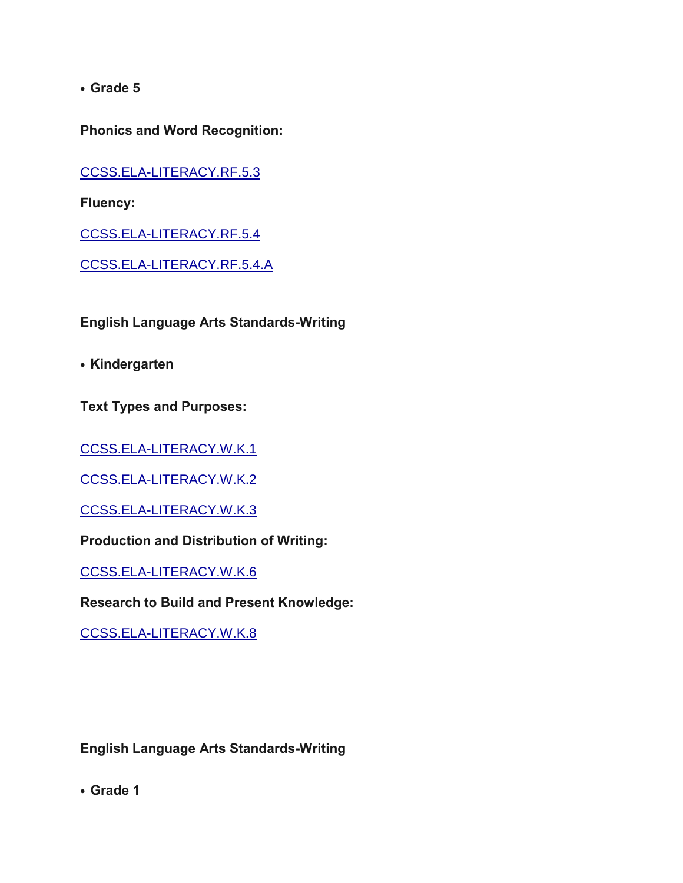- **Grade 5**

**Phonics and Word Recognition:**

CCSS.ELA-LITERACY.RF.5.3

**Fluency:**

CCSS.ELA-LITERACY.RF.5.4

CCSS.ELA-LITERACY.RF.5.4.A

**English Language Arts Standards-Writing**

- **Kindergarten**

**Text Types and Purposes:**

CCSS.ELA-LITERACY.W.K.1

CCSS.ELA-LITERACY.W.K.2

CCSS.ELA-LITERACY.W.K.3

**Production and Distribution of Writing:**

CCSS.ELA-LITERACY.W.K.6

**Research to Build and Present Knowledge:**

CCSS.ELA-LITERACY.W.K.8

**English Language Arts Standards-Writing**

- **Grade 1**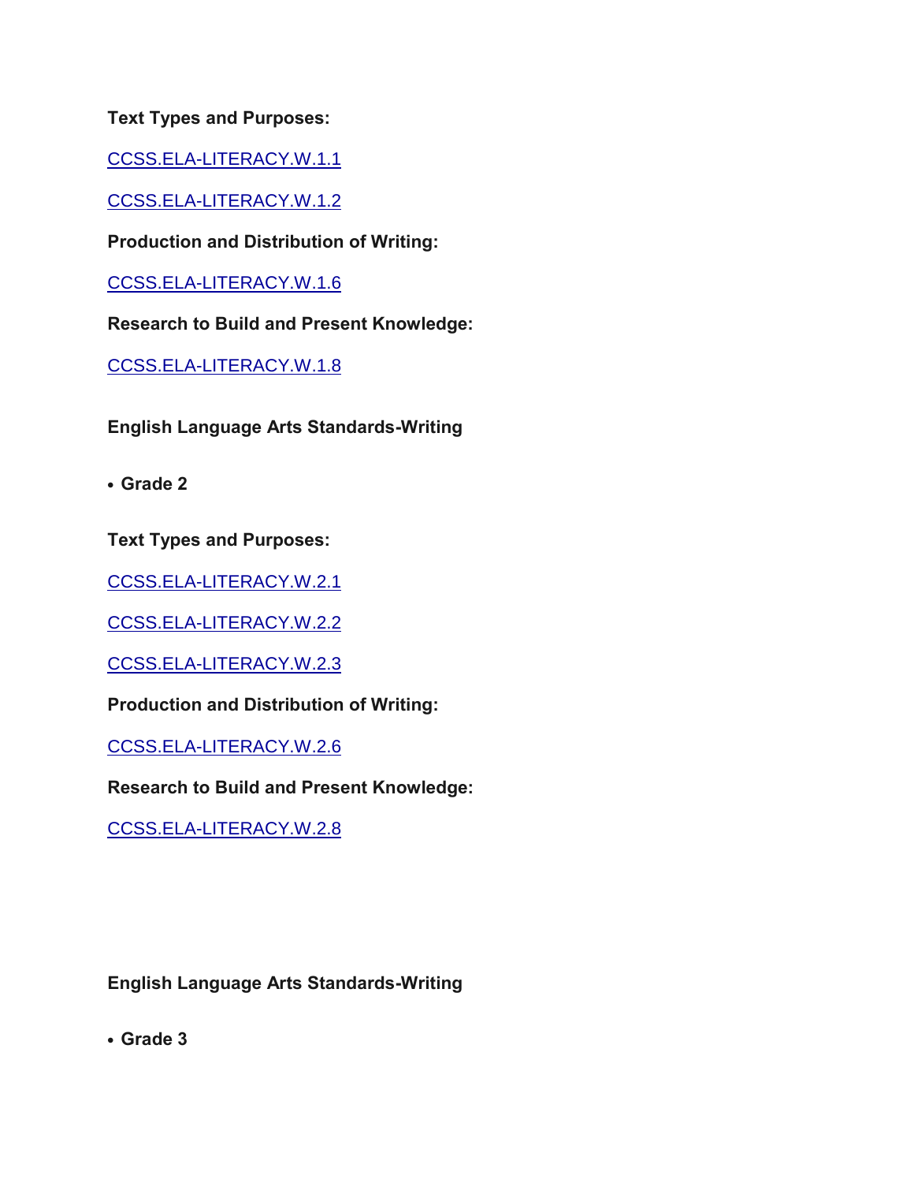**Text Types and Purposes:**

CCSS.ELA-LITERACY.W.1.1

CCSS.ELA-LITERACY.W.1.2

**Production and Distribution of Writing:**

CCSS.ELA-LITERACY.W.1.6

**Research to Build and Present Knowledge:**

CCSS.ELA-LITERACY.W.1.8

**English Language Arts Standards-Writing**

- **Grade 2**

**Text Types and Purposes:**

CCSS.ELA-LITERACY.W.2.1

CCSS.ELA-LITERACY.W.2.2

CCSS.ELA-LITERACY.W.2.3

**Production and Distribution of Writing:**

CCSS.ELA-LITERACY.W.2.6

**Research to Build and Present Knowledge:**

CCSS.ELA-LITERACY.W.2.8

**English Language Arts Standards-Writing**

- **Grade 3**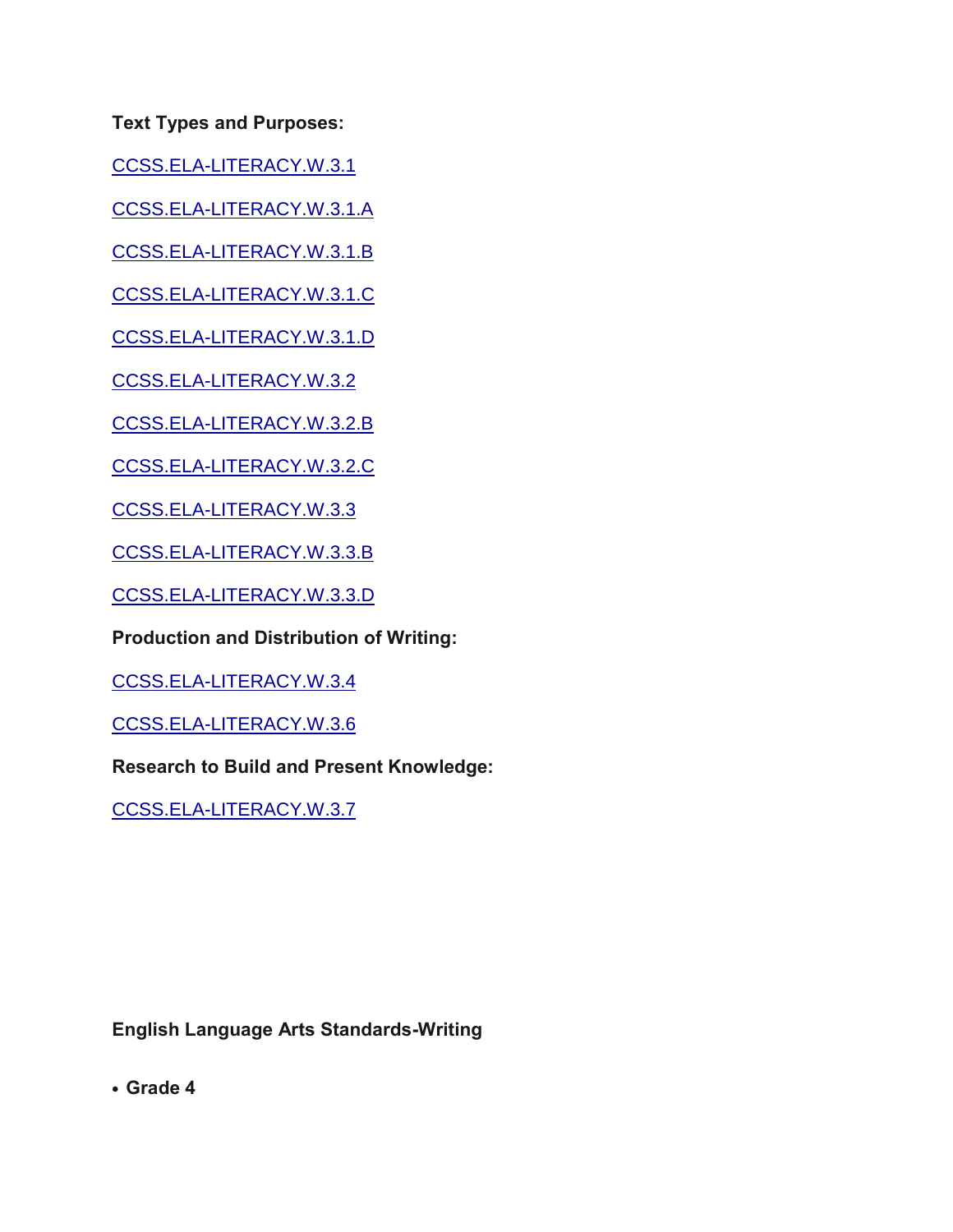**Text Types and Purposes:**

CCSS.ELA-LITERACY.W.3.1

CCSS.ELA-LITERACY.W.3.1.A

CCSS.ELA-LITERACY.W.3.1.B

CCSS.ELA-LITERACY.W.3.1.C

CCSS.ELA-LITERACY.W.3.1.D

CCSS.ELA-LITERACY.W.3.2

CCSS.ELA-LITERACY.W.3.2.B

CCSS.ELA-LITERACY.W.3.2.C

CCSS.ELA-LITERACY.W.3.3

CCSS.ELA-LITERACY.W.3.3.B

CCSS.ELA-LITERACY.W.3.3.D

**Production and Distribution of Writing:**

CCSS.ELA-LITERACY.W.3.4

CCSS.ELA-LITERACY.W.3.6

**Research to Build and Present Knowledge:**

CCSS.ELA-LITERACY.W.3.7

**English Language Arts Standards-Writing**

- **Grade 4**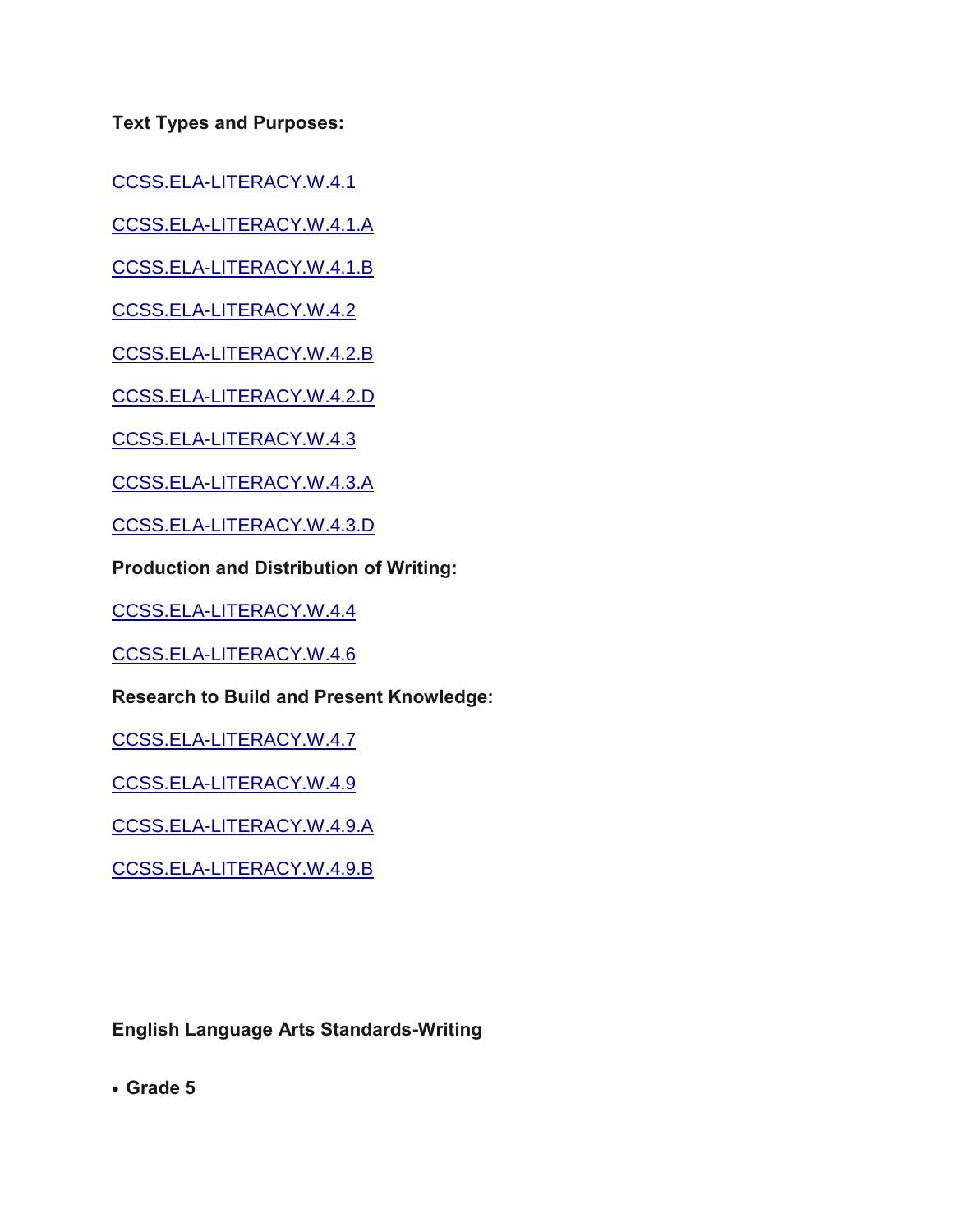**Text Types and Purposes:**

CCSS.ELA-LITERACY.W.4.1

CCSS.ELA-LITERACY.W.4.1.A

CCSS.ELA-LITERACY.W.4.1.B

CCSS.ELA-LITERACY.W.4.2

CCSS.ELA-LITERACY.W.4.2.B

CCSS.ELA-LITERACY.W.4.2.D

CCSS.ELA-LITERACY.W.4.3

CCSS.ELA-LITERACY.W.4.3.A

CCSS.ELA-LITERACY.W.4.3.D

**Production and Distribution of Writing:**

CCSS.ELA-LITERACY.W.4.4

CCSS.ELA-LITERACY.W.4.6

**Research to Build and Present Knowledge:**

CCSS.ELA-LITERACY.W.4.7

CCSS.ELA-LITERACY.W.4.9

CCSS.ELA-LITERACY.W.4.9.A

CCSS.ELA-LITERACY.W.4.9.B

**English Language Arts Standards-Writing**

- **Grade 5**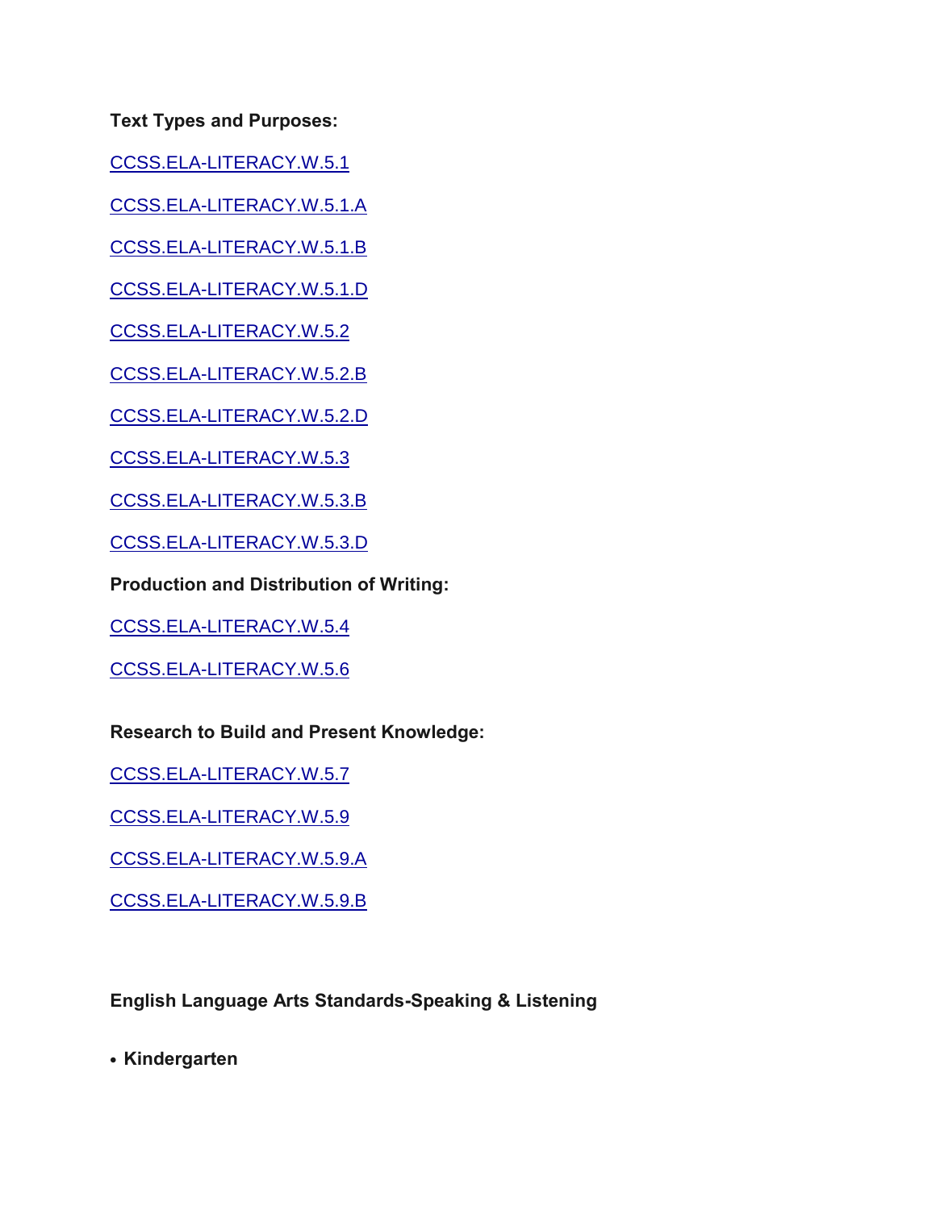**Text Types and Purposes:**

CCSS.ELA-LITERACY.W.5.1

CCSS.ELA-LITERACY.W.5.1.A

CCSS.ELA-LITERACY.W.5.1.B

CCSS.ELA-LITERACY.W.5.1.D

CCSS.ELA-LITERACY.W.5.2

CCSS.ELA-LITERACY.W.5.2.B

CCSS.ELA-LITERACY.W.5.2.D

CCSS.ELA-LITERACY.W.5.3

CCSS.ELA-LITERACY.W.5.3.B

CCSS.ELA-LITERACY.W.5.3.D

**Production and Distribution of Writing:**

CCSS.ELA-LITERACY.W.5.4

CCSS.ELA-LITERACY.W.5.6

**Research to Build and Present Knowledge:**

CCSS.ELA-LITERACY.W.5.7

CCSS.ELA-LITERACY.W.5.9

CCSS.ELA-LITERACY.W.5.9.A

CCSS.ELA-LITERACY.W.5.9.B

**English Language Arts Standards-Speaking & Listening**

- **Kindergarten**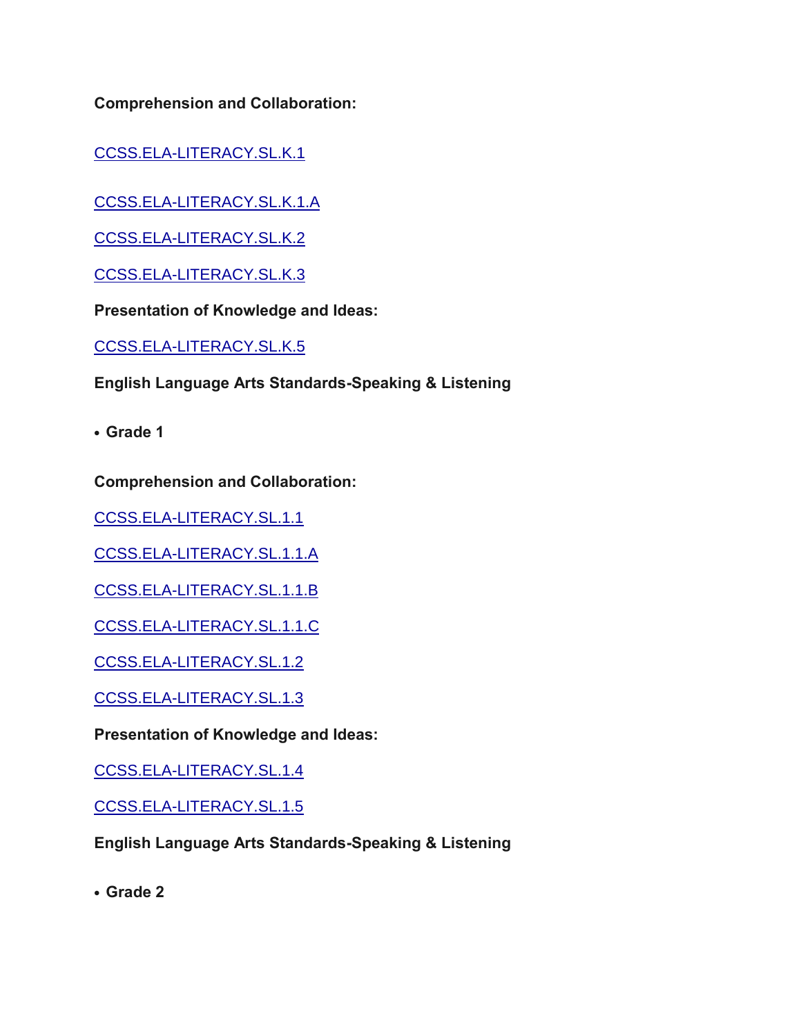**Comprehension and Collaboration:**

CCSS.ELA-LITERACY.SL.K.1

CCSS.ELA-LITERACY.SL.K.1.A

CCSS.ELA-LITERACY.SL.K.2

CCSS.ELA-LITERACY.SL.K.3

**Presentation of Knowledge and Ideas:**

CCSS.ELA-LITERACY.SL.K.5

**English Language Arts Standards-Speaking & Listening**

- **Grade 1**

**Comprehension and Collaboration:**

CCSS.ELA-LITERACY.SL.1.1

CCSS.ELA-LITERACY.SL.1.1.A

CCSS.ELA-LITERACY.SL.1.1.B

CCSS.ELA-LITERACY.SL.1.1.C

CCSS.ELA-LITERACY.SL.1.2

CCSS.ELA-LITERACY.SL.1.3

**Presentation of Knowledge and Ideas:**

CCSS.ELA-LITERACY.SL.1.4

CCSS.ELA-LITERACY.SL.1.5

**English Language Arts Standards-Speaking & Listening**

- **Grade 2**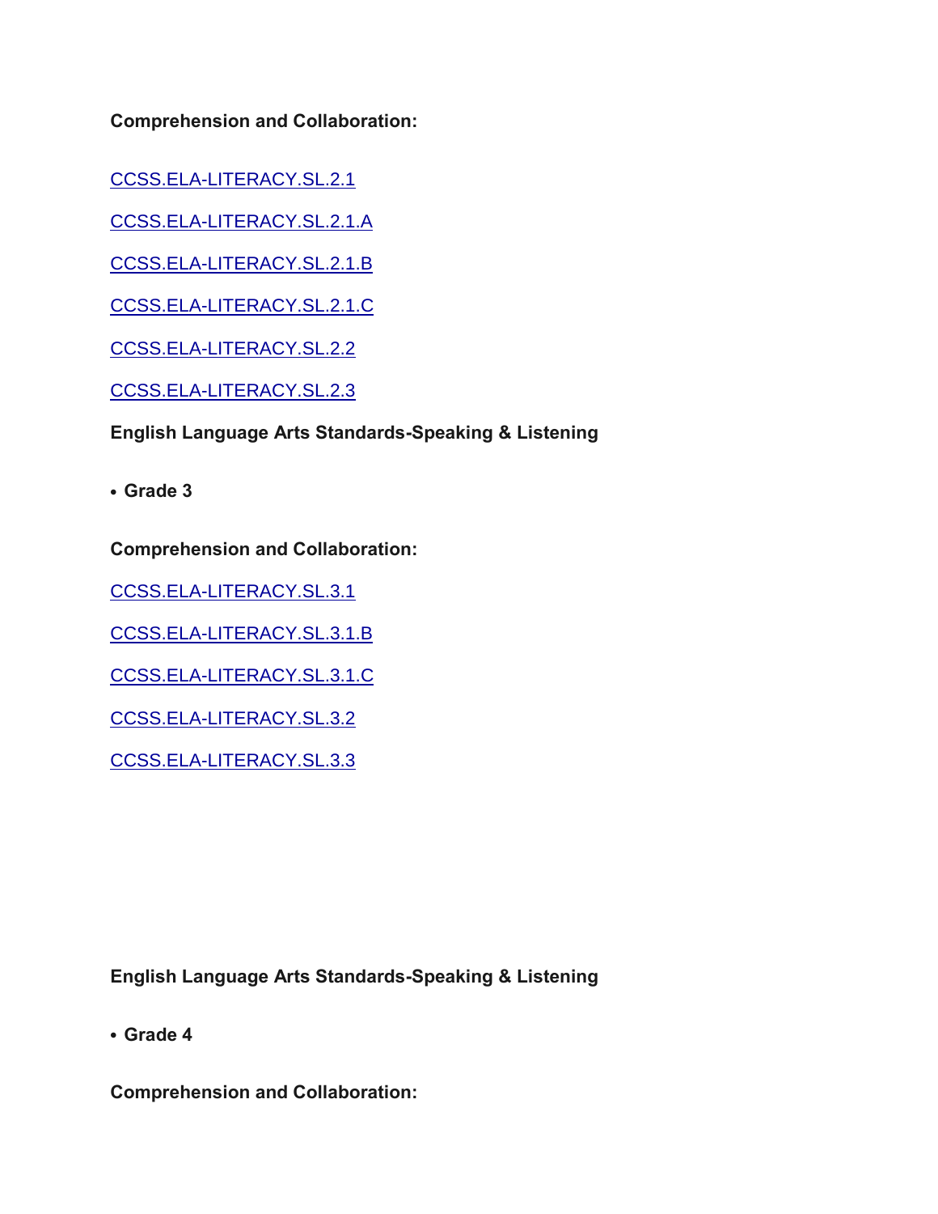**Comprehension and Collaboration:**

CCSS.ELA-LITERACY.SL.2.1

CCSS.ELA-LITERACY.SL.2.1.A

CCSS.ELA-LITERACY.SL.2.1.B

CCSS.ELA-LITERACY.SL.2.1.C

CCSS.ELA-LITERACY.SL.2.2

CCSS.ELA-LITERACY.SL.2.3

**English Language Arts Standards-Speaking & Listening**

- **Grade 3**

**Comprehension and Collaboration:**

CCSS.ELA-LITERACY.SL.3.1

CCSS.ELA-LITERACY.SL.3.1.B

CCSS.ELA-LITERACY.SL.3.1.C

CCSS.ELA-LITERACY.SL.3.2

CCSS.ELA-LITERACY.SL.3.3

**English Language Arts Standards-Speaking & Listening**

- **Grade 4**

**Comprehension and Collaboration:**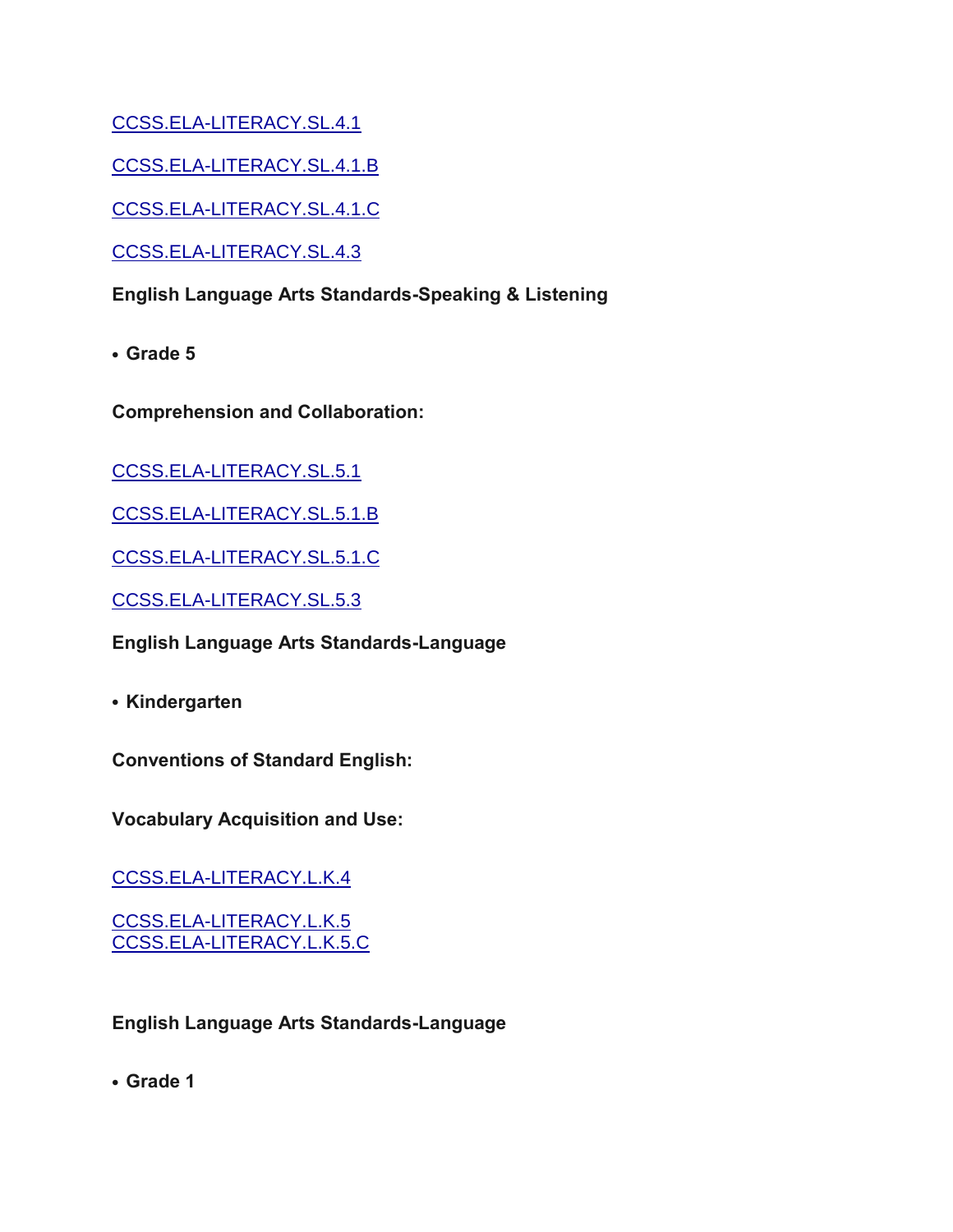CCSS.ELA-LITERACY.SL.4.1

CCSS.ELA-LITERACY.SL.4.1.B

CCSS.ELA-LITERACY.SL.4.1.C

CCSS.ELA-LITERACY.SL.4.3

**English Language Arts Standards-Speaking & Listening**

- **Grade 5**

**Comprehension and Collaboration:**

CCSS.ELA-LITERACY.SL.5.1

CCSS.ELA-LITERACY.SL.5.1.B

CCSS.ELA-LITERACY.SL.5.1.C

CCSS.ELA-LITERACY.SL.5.3

**English Language Arts Standards-Language**

- **Kindergarten**

**Conventions of Standard English:**

**Vocabulary Acquisition and Use:**

CCSS.ELA-LITERACY.L.K.4

CCSS.ELA-LITERACY.L.K.5
CCSS.ELA-LITERACY.L.K.5.C

**English Language Arts Standards-Language**

- **Grade 1**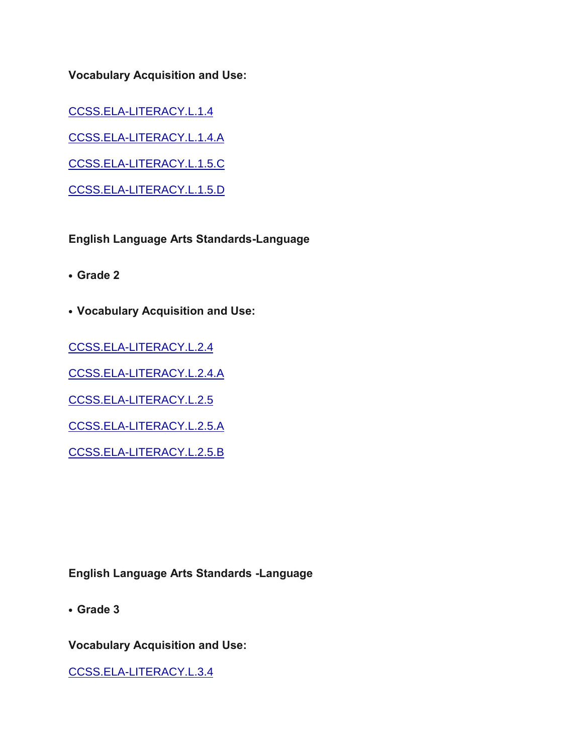**Vocabulary Acquisition and Use:**

CCSS.ELA-LITERACY.L.1.4

CCSS.ELA-LITERACY.L.1.4.A

CCSS.ELA-LITERACY.L.1.5.C

CCSS.ELA-LITERACY.L.1.5.D

**English Language Arts Standards-Language**

- **Grade 2**
- **Vocabulary Acquisition and Use:**

CCSS.ELA-LITERACY.L.2.4

CCSS.ELA-LITERACY.L.2.4.A

CCSS.ELA-LITERACY.L.2.5

CCSS.ELA-LITERACY.L.2.5.A

CCSS.ELA-LITERACY.L.2.5.B

**English Language Arts Standards -Language**

- **Grade 3**

**Vocabulary Acquisition and Use:**

CCSS.ELA-LITERACY.L.3.4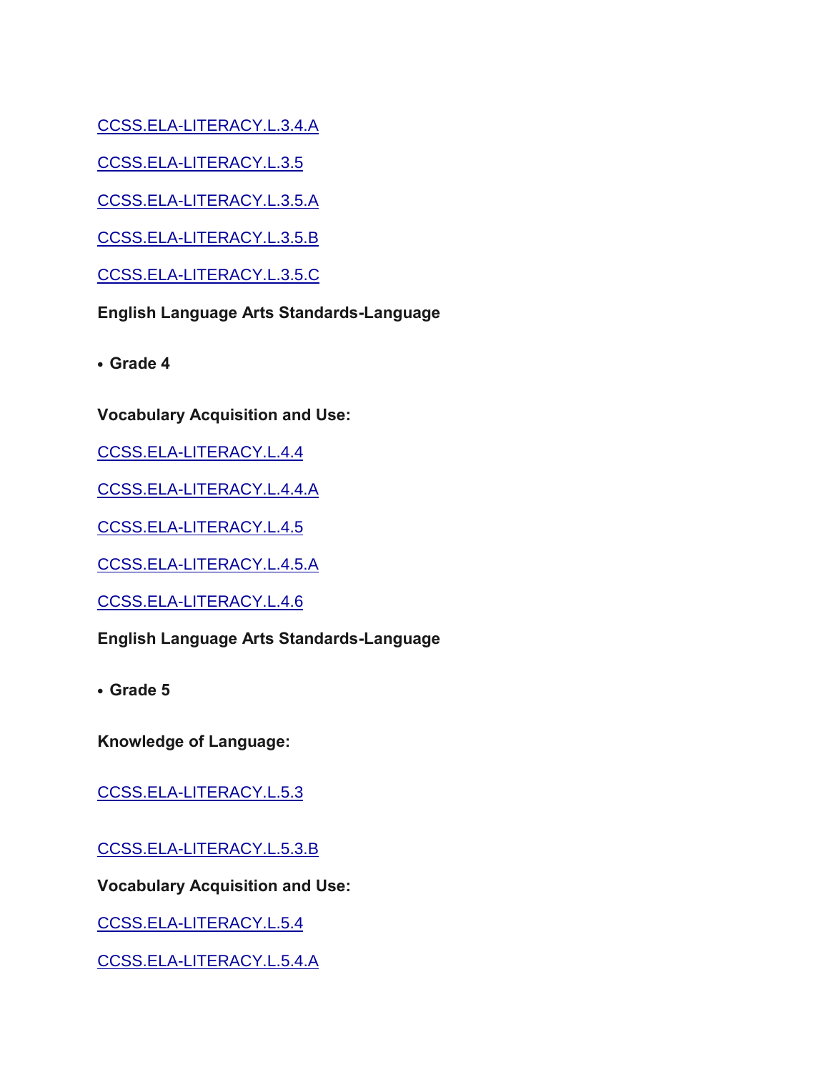CCSS.ELA-LITERACY.L.3.4.A

CCSS.ELA-LITERACY.L.3.5

CCSS.ELA-LITERACY.L.3.5.A

CCSS.ELA-LITERACY.L.3.5.B

CCSS.ELA-LITERACY.L.3.5.C

**English Language Arts Standards-Language**

- **Grade 4**

**Vocabulary Acquisition and Use:**

CCSS.ELA-LITERACY.L.4.4

CCSS.ELA-LITERACY.L.4.4.A

CCSS.ELA-LITERACY.L.4.5

CCSS.ELA-LITERACY.L.4.5.A

CCSS.ELA-LITERACY.L.4.6

**English Language Arts Standards-Language**

- **Grade 5**

**Knowledge of Language:**

CCSS.ELA-LITERACY.L.5.3

CCSS.ELA-LITERACY.L.5.3.B

**Vocabulary Acquisition and Use:**

CCSS.ELA-LITERACY.L.5.4

CCSS.ELA-LITERACY.L.5.4.A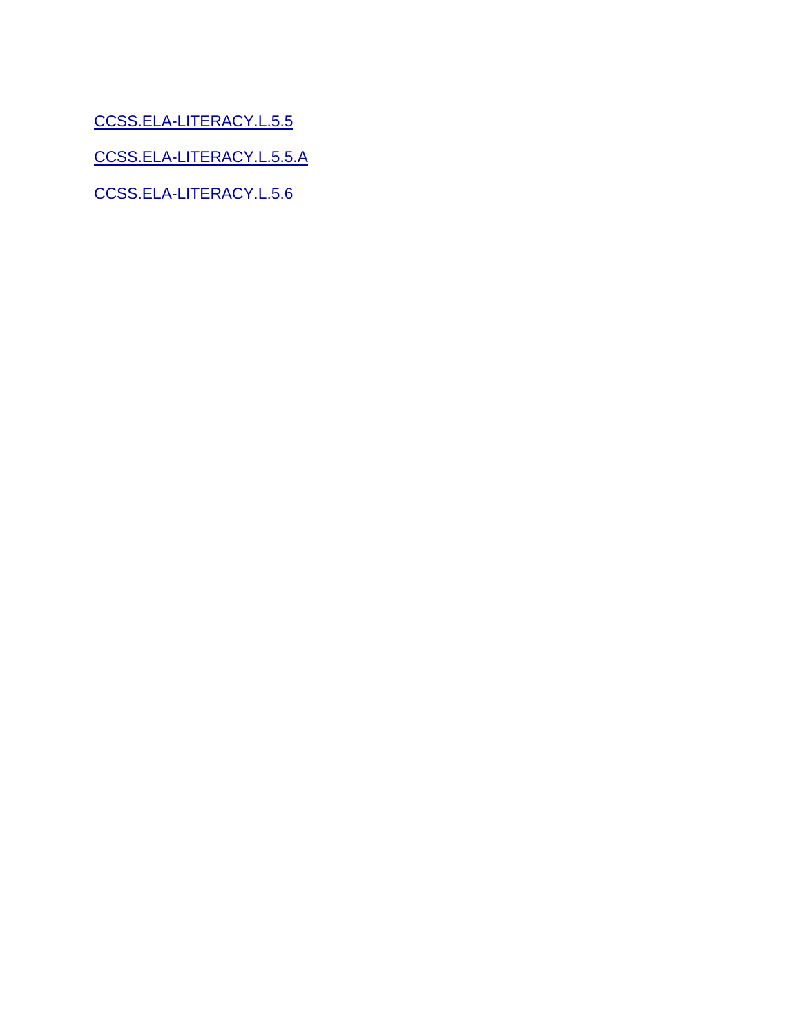CCSS.ELA-LITERACY.L.5.5

CCSS.ELA-LITERACY.L.5.5.A

CCSS.ELA-LITERACY.L.5.6